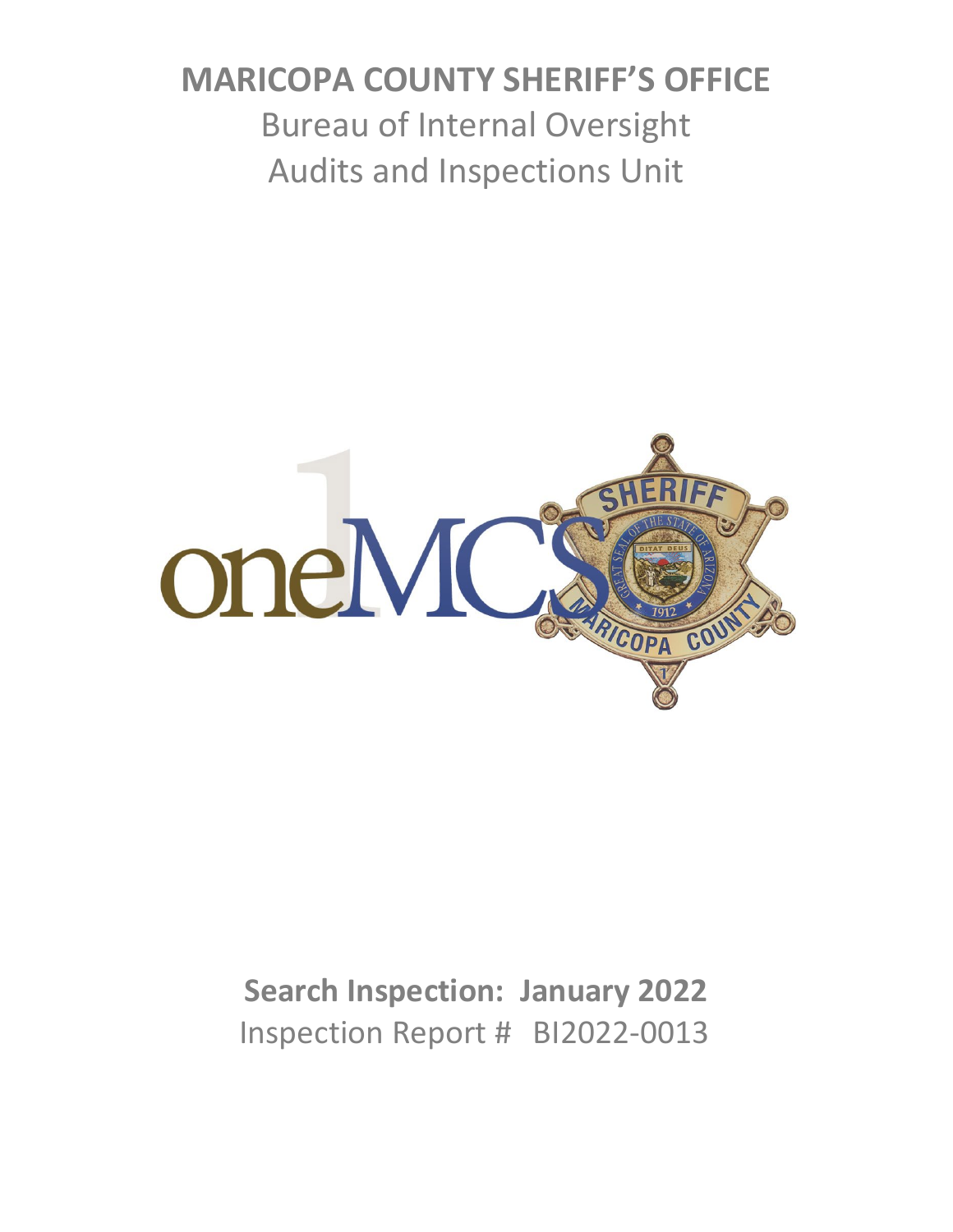# MARICOPA COUNTY SHERIFF'S OFFICE

## Bureau of Internal Oversight

## Audits and Inspections Unit

**Search Inspection: January 2022**

Inspection Report # BI2022-0013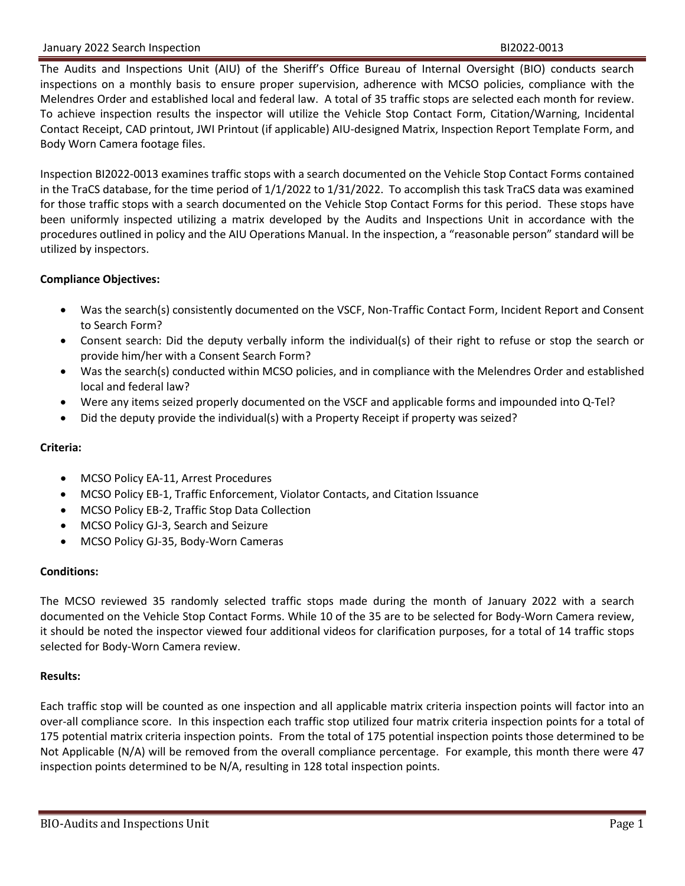The Audits and Inspections Unit (AIU) of the Sheriff's Office Bureau of Internal Oversight (BIO) conducts search inspections on a monthly basis to ensure proper supervision, adherence with MCSO policies, compliance with the Melendres Order and established local and federal law. A total of 35 traffic stops are selected each month for review. To achieve inspection results the inspector will utilize the Vehicle Stop Contact Form, Citation/Warning, Incidental Contact Receipt, CAD printout, JWI Printout (if applicable) AIU-designed Matrix, Inspection Report Template Form, and Body Worn Camera footage files.

Inspection BI2022-0013 examines traffic stops with a search documented on the Vehicle Stop Contact Forms contained in the TraCS database, for the time period of 1/1/2022 to 1/31/2022. To accomplish this task TraCS data was examined for those traffic stops with a search documented on the Vehicle Stop Contact Forms for this period. These stops have been uniformly inspected utilizing a matrix developed by the Audits and Inspections Unit in accordance with the procedures outlined in policy and the AIU Operations Manual. In the inspection, a "reasonable person" standard will be utilized by inspectors.

**Compliance Objectives:**

- Was the search(s) consistently documented on the VSCF, Non-Traffic Contact Form, Incident Report and Consent to Search Form?
- Consent search: Did the deputy verbally inform the individual(s) of their right to refuse or stop the search or provide him/her with a Consent Search Form?
- Was the search(s) conducted within MCSO policies, and in compliance with the Melendres Order and established local and federal law?
- Were any items seized properly documented on the VSCF and applicable forms and impounded into Q-Tel?
- Did the deputy provide the individual(s) with a Property Receipt if property was seized?

**Criteria:**

- MCSO Policy EA-11, Arrest Procedures
- MCSO Policy EB-1, Traffic Enforcement, Violator Contacts, and Citation Issuance
- MCSO Policy EB-2, Traffic Stop Data Collection
- MCSO Policy GJ-3, Search and Seizure
- MCSO Policy GJ-35, Body-Worn Cameras

**Conditions:**

The MCSO reviewed 35 randomly selected traffic stops made during the month of January 2022 with a search documented on the Vehicle Stop Contact Forms. While 10 of the 35 are to be selected for Body-Worn Camera review, it should be noted the inspector viewed four additional videos for clarification purposes, for a total of 14 traffic stops selected for Body-Worn Camera review.

**Results:**

Each traffic stop will be counted as one inspection and all applicable matrix criteria inspection points will factor into an over-all compliance score. In this inspection each traffic stop utilized four matrix criteria inspection points for a total of 175 potential matrix criteria inspection points. From the total of 175 potential inspection points those determined to be Not Applicable (N/A) will be removed from the overall compliance percentage. For example, this month there were 47 inspection points determined to be N/A, resulting in 128 total inspection points.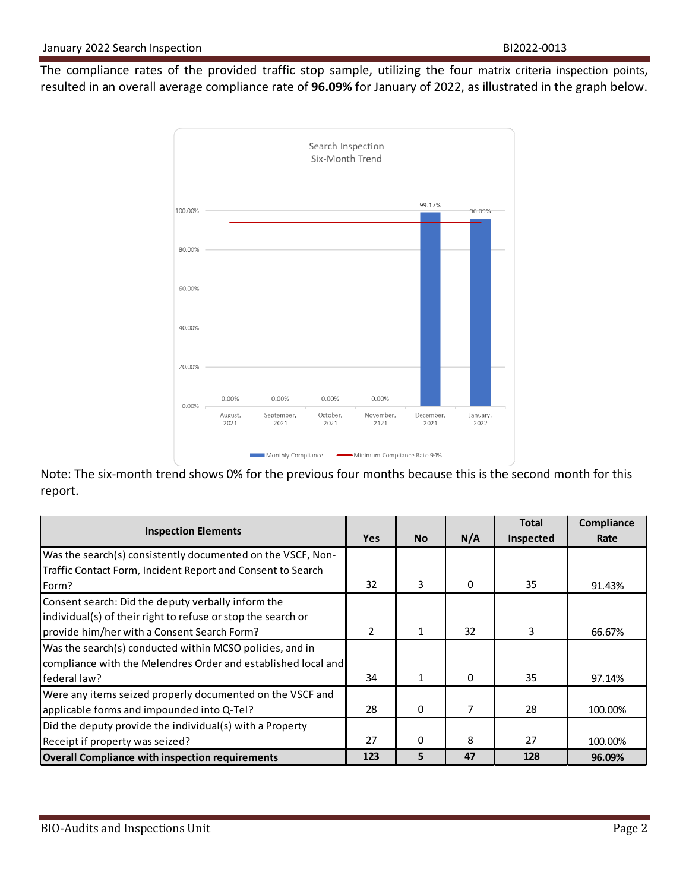The compliance rates of the provided traffic stop sample, utilizing the four matrix criteria inspection points, resulted in an overall average compliance rate of **96.09%** for January of 2022, as illustrated in the graph below.

Note: The six-month trend shows 0% for the previous four months because this is the second month for this report.

| Inspection Elements | Yes | No | N/A | Total Inspected | Compliance Rate |
|---|---|---|---|---|---|
| Was the search(s) consistently documented on the VSCF, Non-Traffic Contact Form, Incident Report and Consent to Search Form? | 32 | 3 | 0 | 35 | 91.43% |
| Consent search: Did the deputy verbally inform the individual(s) of their right to refuse or stop the search or provide him/her with a Consent Search Form? | 2 | 1 | 32 | 3 | 66.67% |
| Was the search(s) conducted within MCSO policies, and in compliance with the Melendres Order and established local and federal law? | 34 | 1 | 0 | 35 | 97.14% |
| Were any items seized properly documented on the VSCF and applicable forms and impounded into Q-Tel? | 28 | 0 | 7 | 28 | 100.00% |
| Did the deputy provide the individual(s) with a Property Receipt if property was seized? | 27 | 0 | 8 | 27 | 100.00% |
| **Overall Compliance with inspection requirements** | **123** | **5** | **47** | **128** | **96.09%** |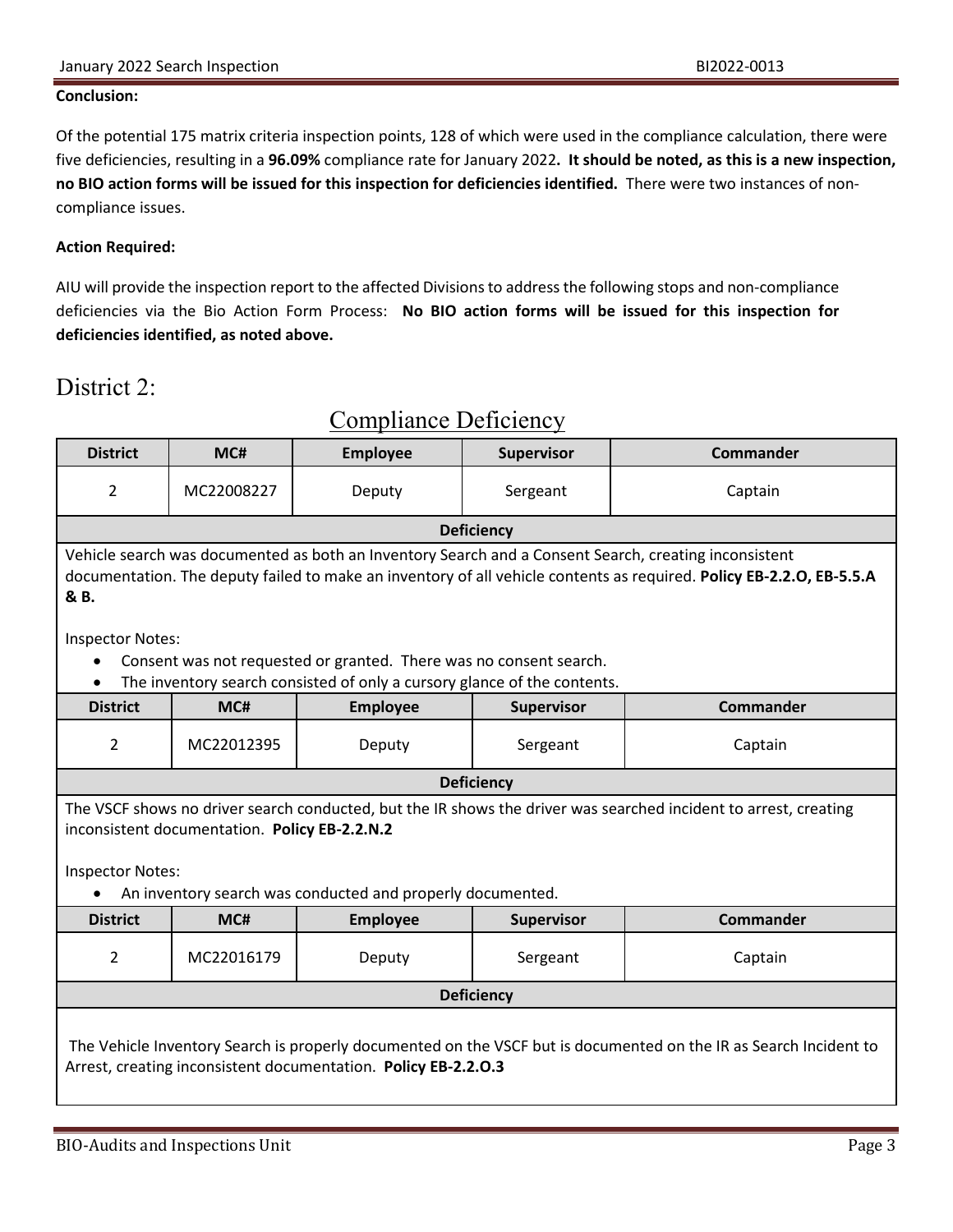**Conclusion:**

Of the potential 175 matrix criteria inspection points, 128 of which were used in the compliance calculation, there were five deficiencies, resulting in a **96.09%** compliance rate for January 2022**. It should be noted, as this is a new inspection, no BIO action forms will be issued for this inspection for deficiencies identified.** There were two instances of non-compliance issues.

**Action Required:**

AIU will provide the inspection report to the affected Divisions to address the following stops and non-compliance deficiencies via the Bio Action Form Process: **No BIO action forms will be issued for this inspection for deficiencies identified, as noted above.**

# District 2:

## Compliance Deficiency

| District | MC# | Employee | Supervisor | Commander |
|---|---|---|---|---|
| 2 | MC22008227 | Deputy | Sergeant | Captain |

**Deficiency**

Vehicle search was documented as both an Inventory Search and a Consent Search, creating inconsistent documentation. The deputy failed to make an inventory of all vehicle contents as required. **Policy EB-2.2.O, EB-5.5.A & B.**

Inspector Notes:

- Consent was not requested or granted. There was no consent search.
- The inventory search consisted of only a cursory glance of the contents.

| District | MC# | Employee | Supervisor | Commander |
|---|---|---|---|---|
| 2 | MC22012395 | Deputy | Sergeant | Captain |

**Deficiency**

The VSCF shows no driver search conducted, but the IR shows the driver was searched incident to arrest, creating inconsistent documentation. **Policy EB-2.2.N.2**

Inspector Notes:

- An inventory search was conducted and properly documented.

| District | MC# | Employee | Supervisor | Commander |
|---|---|---|---|---|
| 2 | MC22016179 | Deputy | Sergeant | Captain |

**Deficiency**

The Vehicle Inventory Search is properly documented on the VSCF but is documented on the IR as Search Incident to Arrest, creating inconsistent documentation. **Policy EB-2.2.O.3**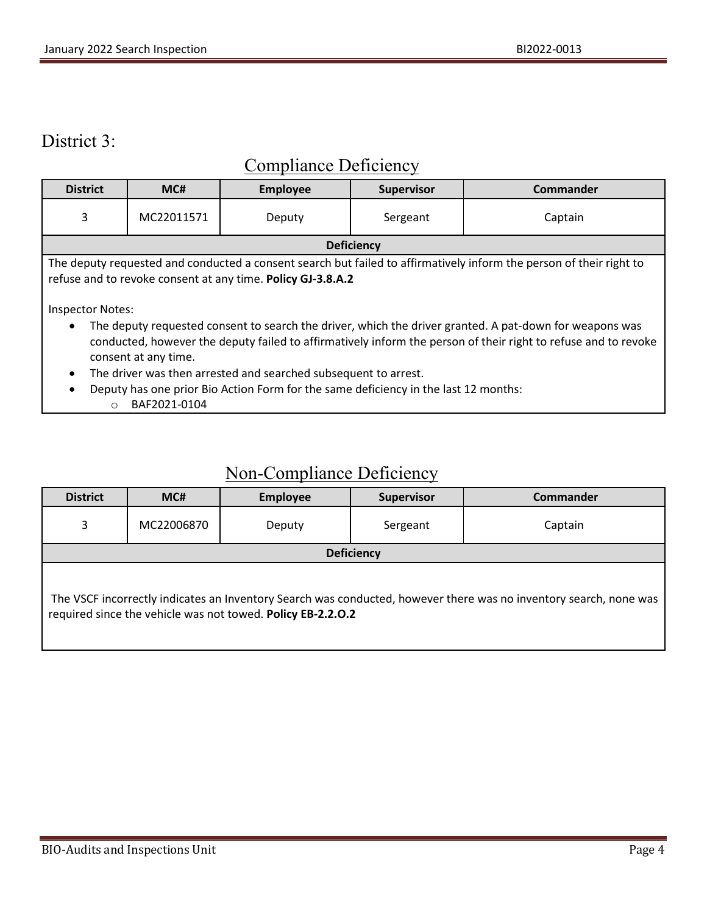# District 3:

## Compliance Deficiency

| District | MC# | Employee | Supervisor | Commander |
|---|---|---|---|---|
| 3 | MC22011571 | Deputy | Sergeant | Captain |
| **Deficiency** | | | | |
| The deputy requested and conducted a consent search but failed to affirmatively inform the person of their right to refuse and to revoke consent at any time. **Policy GJ-3.8.A.2**<br><br>Inspector Notes:<br>• The deputy requested consent to search the driver, which the driver granted. A pat-down for weapons was conducted, however the deputy failed to affirmatively inform the person of their right to refuse and to revoke consent at any time.<br>• The driver was then arrested and searched subsequent to arrest.<br>• Deputy has one prior Bio Action Form for the same deficiency in the last 12 months:<br>  ○ BAF2021-0104 | | | | |

## Non-Compliance Deficiency

| District | MC# | Employee | Supervisor | Commander |
|---|---|---|---|---|
| 3 | MC22006870 | Deputy | Sergeant | Captain |
| **Deficiency** | | | | |
| The VSCF incorrectly indicates an Inventory Search was conducted, however there was no inventory search, none was required since the vehicle was not towed. **Policy EB-2.2.O.2** | | | | |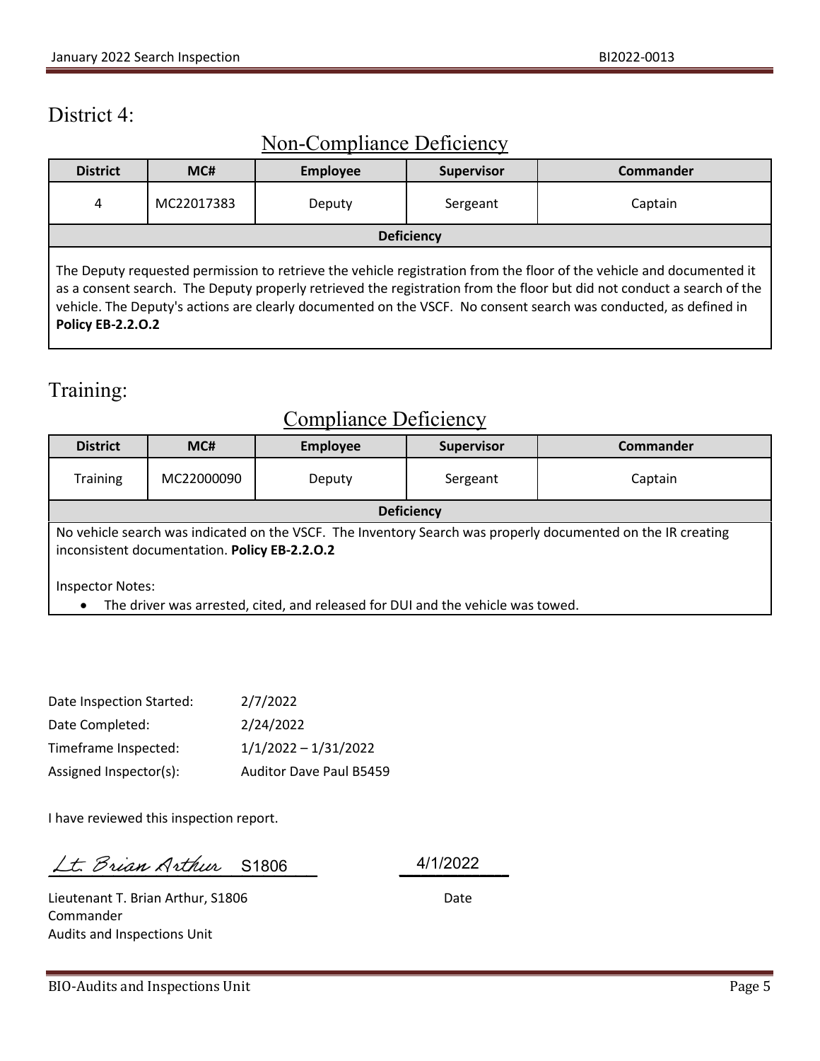## District 4:

### Non-Compliance Deficiency

| District | MC# | Employee | Supervisor | Commander |
|---|---|---|---|---|
| 4 | MC22017383 | Deputy | Sergeant | Captain |
| **Deficiency** | | | | |
| The Deputy requested permission to retrieve the vehicle registration from the floor of the vehicle and documented it as a consent search. The Deputy properly retrieved the registration from the floor but did not conduct a search of the vehicle. The Deputy's actions are clearly documented on the VSCF. No consent search was conducted, as defined in **Policy EB-2.2.O.2** | | | | |

## Training:

### Compliance Deficiency

| District | MC# | Employee | Supervisor | Commander |
|---|---|---|---|---|
| Training | MC22000090 | Deputy | Sergeant | Captain |
| **Deficiency** | | | | |
| No vehicle search was indicated on the VSCF. The Inventory Search was properly documented on the IR creating inconsistent documentation. **Policy EB-2.2.O.2** | | | | |

Inspector Notes:

- The driver was arrested, cited, and released for DUI and the vehicle was towed.

| | |
|---|---|
| Date Inspection Started: | 2/7/2022 |
| Date Completed: | 2/24/2022 |
| Timeframe Inspected: | 1/1/2022 – 1/31/2022 |
| Assigned Inspector(s): | Auditor Dave Paul B5459 |

I have reviewed this inspection report.

Lt. Brian Arthur S1806 &nbsp;&nbsp;&nbsp;&nbsp; 4/1/2022

Lieutenant T. Brian Arthur, S1806 &nbsp;&nbsp;&nbsp;&nbsp; Date
Commander
Audits and Inspections Unit